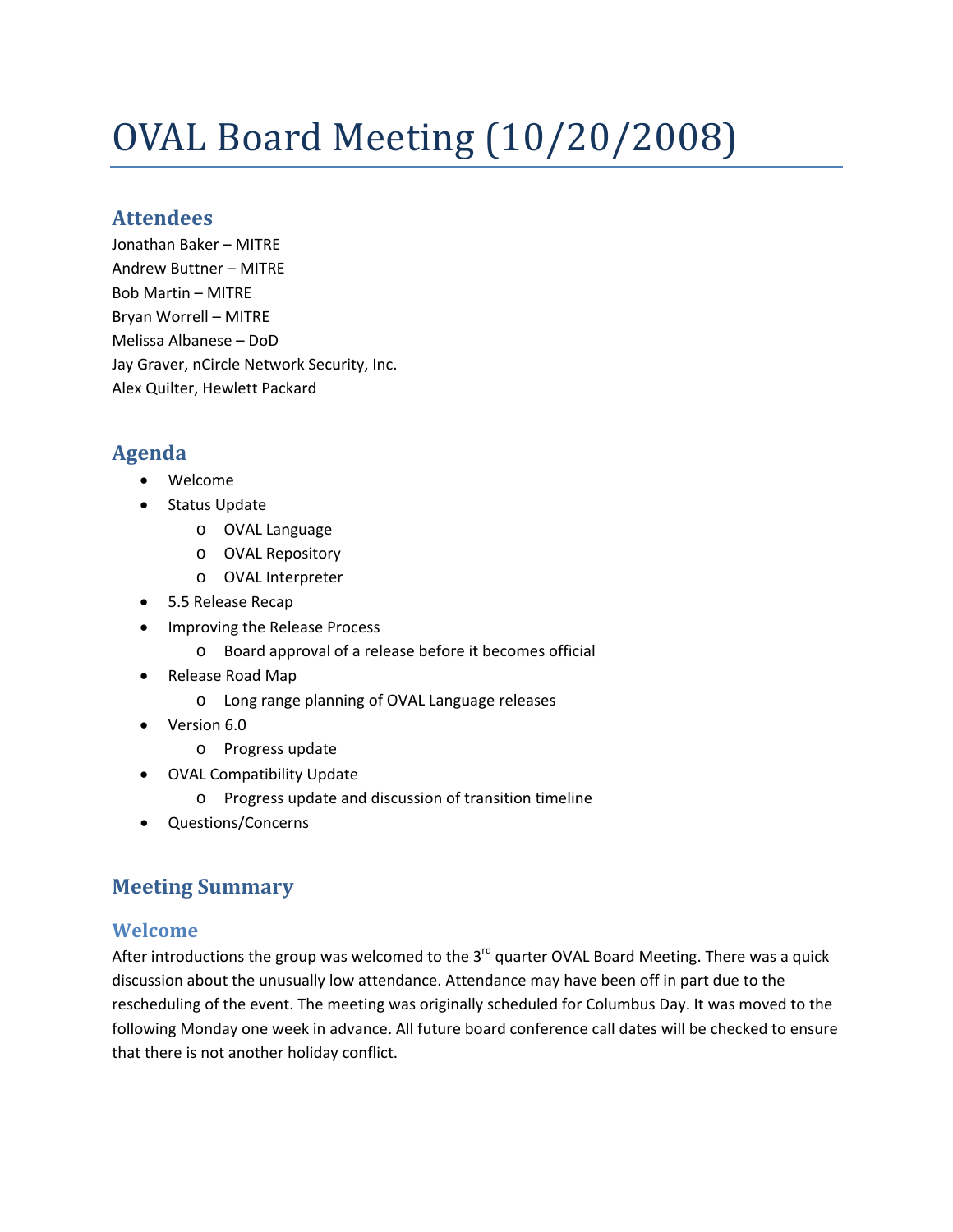# OVAL Board Meeting (10/20/2008)

## Attendees

Jonathan Baker – MITRE
Andrew Buttner – MITRE
Bob Martin – MITRE
Bryan Worrell – MITRE
Melissa Albanese – DoD
Jay Graver, nCircle Network Security, Inc.
Alex Quilter, Hewlett Packard

## Agenda

- Welcome
- Status Update
  - OVAL Language
  - OVAL Repository
  - OVAL Interpreter
- 5.5 Release Recap
- Improving the Release Process
  - Board approval of a release before it becomes official
- Release Road Map
  - Long range planning of OVAL Language releases
- Version 6.0
  - Progress update
- OVAL Compatibility Update
  - Progress update and discussion of transition timeline
- Questions/Concerns

## Meeting Summary

### Welcome

After introductions the group was welcomed to the 3rd quarter OVAL Board Meeting. There was a quick discussion about the unusually low attendance. Attendance may have been off in part due to the rescheduling of the event. The meeting was originally scheduled for Columbus Day. It was moved to the following Monday one week in advance. All future board conference call dates will be checked to ensure that there is not another holiday conflict.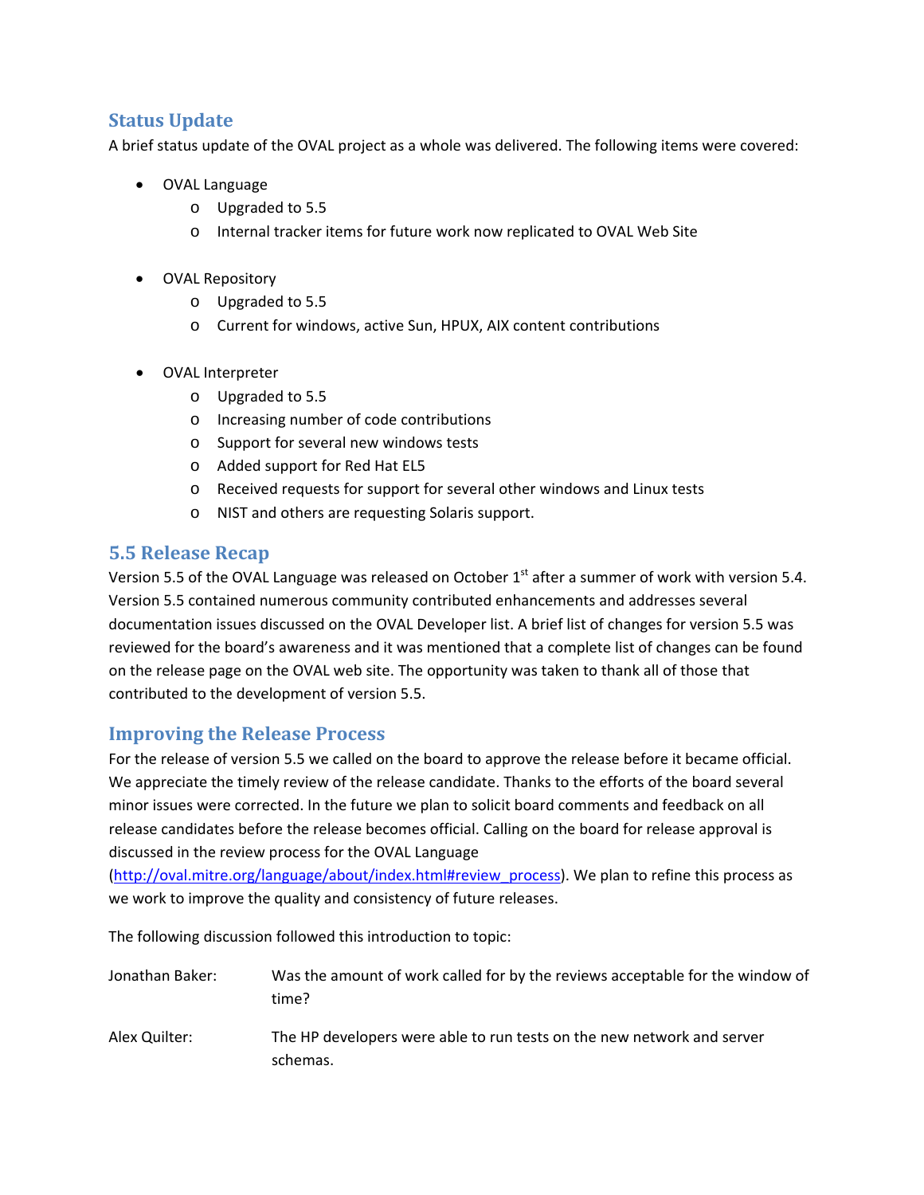## Status Update

A brief status update of the OVAL project as a whole was delivered. The following items were covered:

- OVAL Language
  - Upgraded to 5.5
  - Internal tracker items for future work now replicated to OVAL Web Site

- OVAL Repository
  - Upgraded to 5.5
  - Current for windows, active Sun, HPUX, AIX content contributions

- OVAL Interpreter
  - Upgraded to 5.5
  - Increasing number of code contributions
  - Support for several new windows tests
  - Added support for Red Hat EL5
  - Received requests for support for several other windows and Linux tests
  - NIST and others are requesting Solaris support.

## 5.5 Release Recap

Version 5.5 of the OVAL Language was released on October 1st after a summer of work with version 5.4. Version 5.5 contained numerous community contributed enhancements and addresses several documentation issues discussed on the OVAL Developer list. A brief list of changes for version 5.5 was reviewed for the board's awareness and it was mentioned that a complete list of changes can be found on the release page on the OVAL web site. The opportunity was taken to thank all of those that contributed to the development of version 5.5.

## Improving the Release Process

For the release of version 5.5 we called on the board to approve the release before it became official. We appreciate the timely review of the release candidate. Thanks to the efforts of the board several minor issues were corrected. In the future we plan to solicit board comments and feedback on all release candidates before the release becomes official. Calling on the board for release approval is discussed in the review process for the OVAL Language (http://oval.mitre.org/language/about/index.html#review_process). We plan to refine this process as we work to improve the quality and consistency of future releases.

The following discussion followed this introduction to topic:

Jonathan Baker: Was the amount of work called for by the reviews acceptable for the window of time?

Alex Quilter: The HP developers were able to run tests on the new network and server schemas.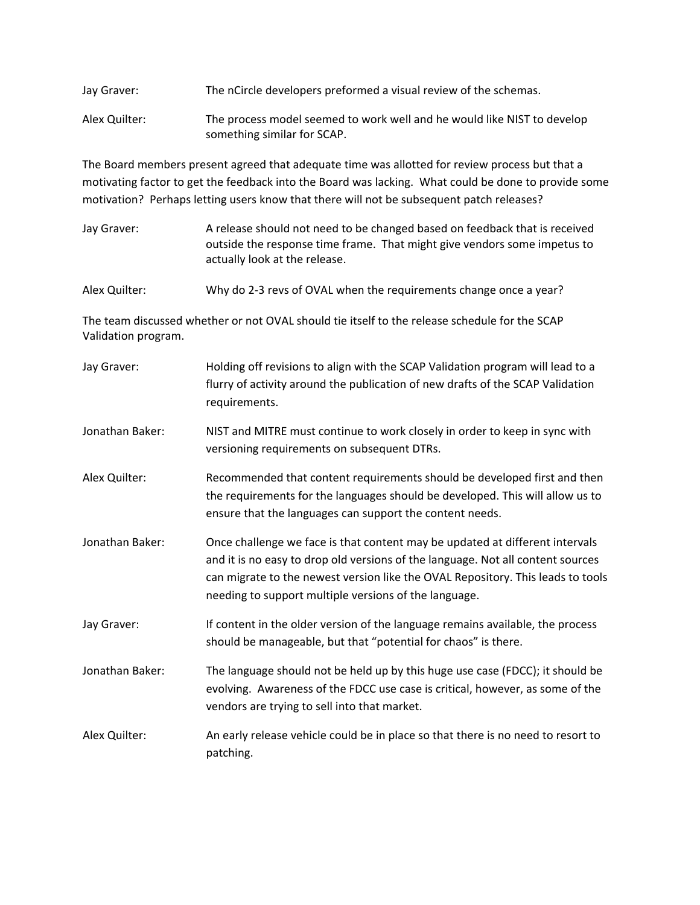Jay Graver: The nCircle developers preformed a visual review of the schemas.

Alex Quilter: The process model seemed to work well and he would like NIST to develop something similar for SCAP.

The Board members present agreed that adequate time was allotted for review process but that a motivating factor to get the feedback into the Board was lacking. What could be done to provide some motivation? Perhaps letting users know that there will not be subsequent patch releases?

Jay Graver: A release should not need to be changed based on feedback that is received outside the response time frame. That might give vendors some impetus to actually look at the release.

Alex Quilter: Why do 2-3 revs of OVAL when the requirements change once a year?

The team discussed whether or not OVAL should tie itself to the release schedule for the SCAP Validation program.

Jay Graver: Holding off revisions to align with the SCAP Validation program will lead to a flurry of activity around the publication of new drafts of the SCAP Validation requirements.

Jonathan Baker: NIST and MITRE must continue to work closely in order to keep in sync with versioning requirements on subsequent DTRs.

Alex Quilter: Recommended that content requirements should be developed first and then the requirements for the languages should be developed. This will allow us to ensure that the languages can support the content needs.

Jonathan Baker: Once challenge we face is that content may be updated at different intervals and it is no easy to drop old versions of the language. Not all content sources can migrate to the newest version like the OVAL Repository. This leads to tools needing to support multiple versions of the language.

Jay Graver: If content in the older version of the language remains available, the process should be manageable, but that "potential for chaos" is there.

Jonathan Baker: The language should not be held up by this huge use case (FDCC); it should be evolving. Awareness of the FDCC use case is critical, however, as some of the vendors are trying to sell into that market.

Alex Quilter: An early release vehicle could be in place so that there is no need to resort to patching.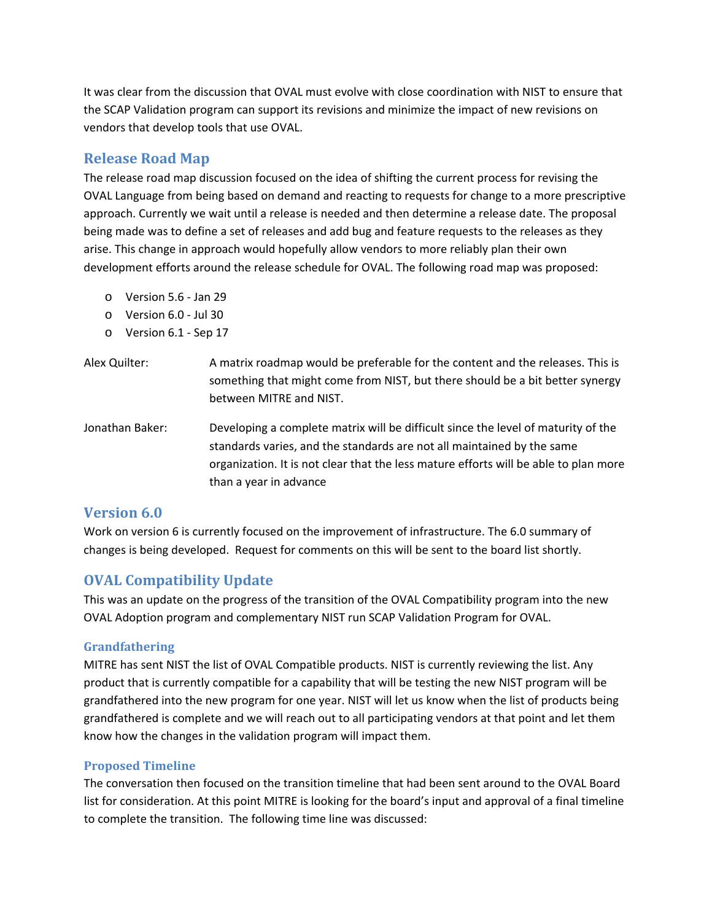It was clear from the discussion that OVAL must evolve with close coordination with NIST to ensure that the SCAP Validation program can support its revisions and minimize the impact of new revisions on vendors that develop tools that use OVAL.

## Release Road Map

The release road map discussion focused on the idea of shifting the current process for revising the OVAL Language from being based on demand and reacting to requests for change to a more prescriptive approach. Currently we wait until a release is needed and then determine a release date. The proposal being made was to define a set of releases and add bug and feature requests to the releases as they arise. This change in approach would hopefully allow vendors to more reliably plan their own development efforts around the release schedule for OVAL. The following road map was proposed:

- Version 5.6 - Jan 29
- Version 6.0 - Jul 30
- Version 6.1 - Sep 17

Alex Quilter: A matrix roadmap would be preferable for the content and the releases. This is something that might come from NIST, but there should be a bit better synergy between MITRE and NIST.

Jonathan Baker: Developing a complete matrix will be difficult since the level of maturity of the standards varies, and the standards are not all maintained by the same organization. It is not clear that the less mature efforts will be able to plan more than a year in advance

## Version 6.0

Work on version 6 is currently focused on the improvement of infrastructure. The 6.0 summary of changes is being developed. Request for comments on this will be sent to the board list shortly.

## OVAL Compatibility Update

This was an update on the progress of the transition of the OVAL Compatibility program into the new OVAL Adoption program and complementary NIST run SCAP Validation Program for OVAL.

### Grandfathering

MITRE has sent NIST the list of OVAL Compatible products. NIST is currently reviewing the list. Any product that is currently compatible for a capability that will be testing the new NIST program will be grandfathered into the new program for one year. NIST will let us know when the list of products being grandfathered is complete and we will reach out to all participating vendors at that point and let them know how the changes in the validation program will impact them.

### Proposed Timeline

The conversation then focused on the transition timeline that had been sent around to the OVAL Board list for consideration. At this point MITRE is looking for the board's input and approval of a final timeline to complete the transition. The following time line was discussed: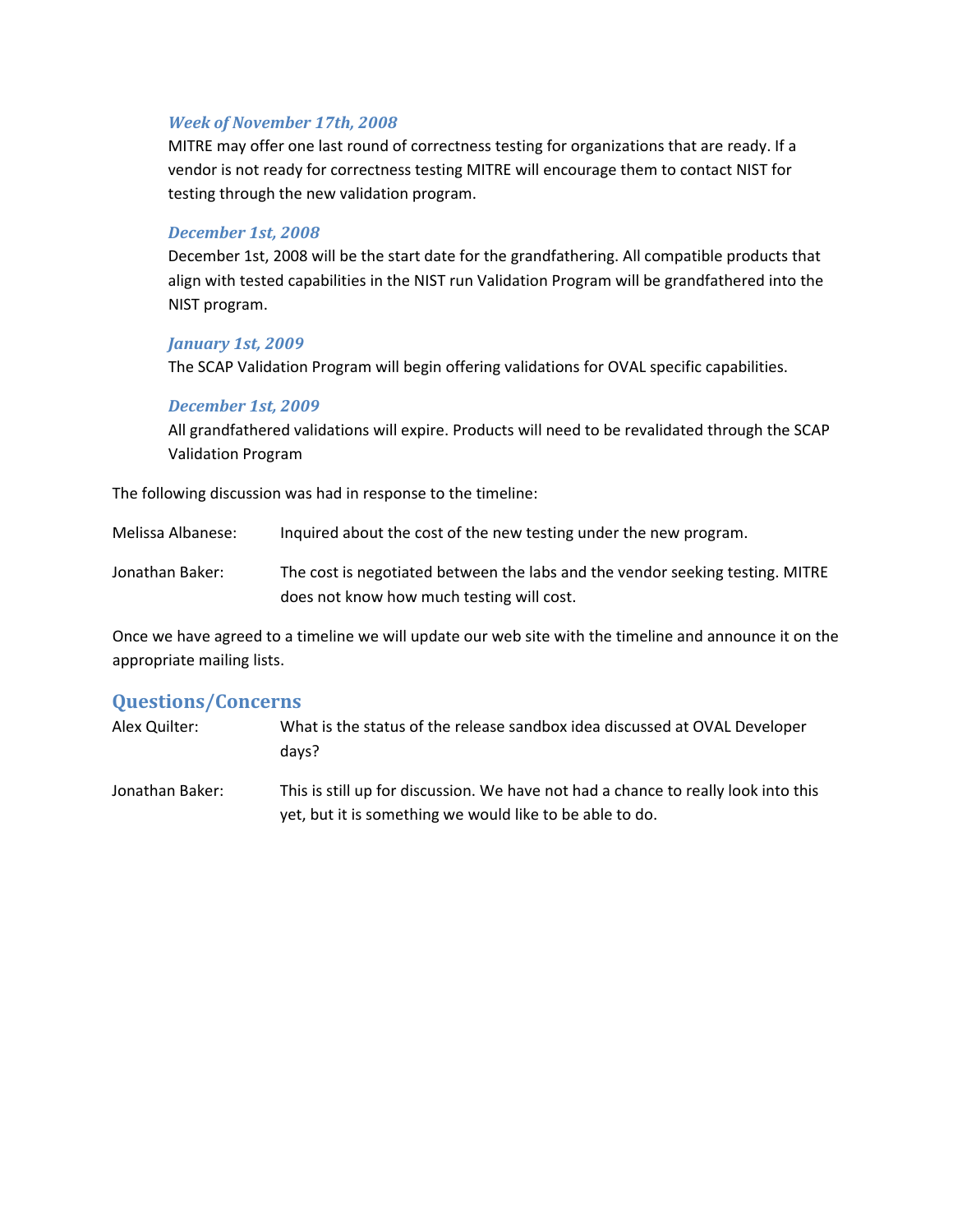#### *Week of November 17th, 2008*

MITRE may offer one last round of correctness testing for organizations that are ready. If a vendor is not ready for correctness testing MITRE will encourage them to contact NIST for testing through the new validation program.

#### *December 1st, 2008*

December 1st, 2008 will be the start date for the grandfathering. All compatible products that align with tested capabilities in the NIST run Validation Program will be grandfathered into the NIST program.

#### *January 1st, 2009*

The SCAP Validation Program will begin offering validations for OVAL specific capabilities.

#### *December 1st, 2009*

All grandfathered validations will expire. Products will need to be revalidated through the SCAP Validation Program

The following discussion was had in response to the timeline:

| | |
|---|---|
| Melissa Albanese: | Inquired about the cost of the new testing under the new program. |
| Jonathan Baker: | The cost is negotiated between the labs and the vendor seeking testing. MITRE does not know how much testing will cost. |

Once we have agreed to a timeline we will update our web site with the timeline and announce it on the appropriate mailing lists.

## Questions/Concerns

| | |
|---|---|
| Alex Quilter: | What is the status of the release sandbox idea discussed at OVAL Developer days? |
| Jonathan Baker: | This is still up for discussion. We have not had a chance to really look into this yet, but it is something we would like to be able to do. |